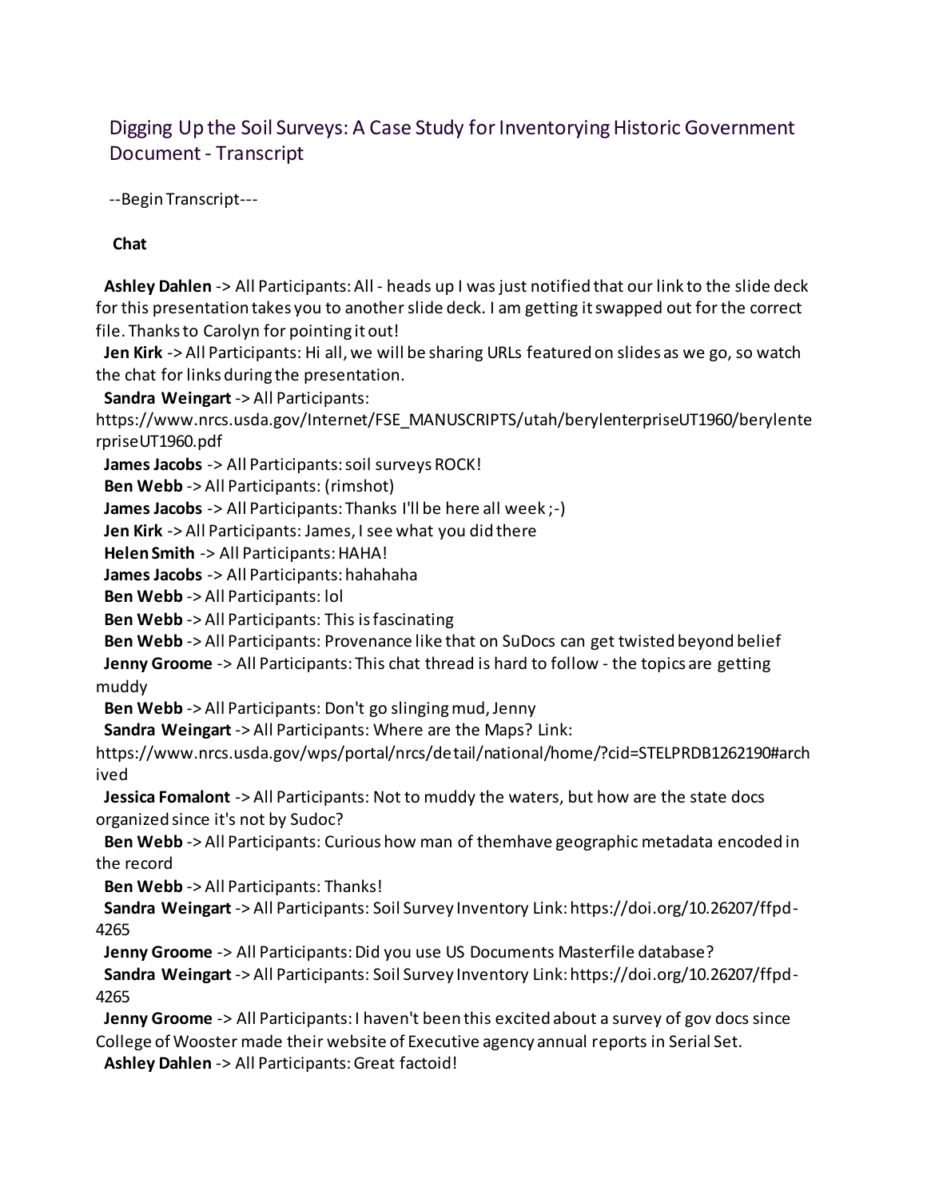# Digging Up the Soil Surveys: A Case Study for Inventorying Historic Government Document - Transcript

--Begin Transcript---

**Chat**

**Ashley Dahlen** -> All Participants: All - heads up I was just notified that our link to the slide deck for this presentation takes you to another slide deck. I am getting it swapped out for the correct file. Thanks to Carolyn for pointing it out!

**Jen Kirk** -> All Participants: Hi all, we will be sharing URLs featured on slides as we go, so watch the chat for links during the presentation.

**Sandra Weingart** -> All Participants: https://www.nrcs.usda.gov/Internet/FSE_MANUSCRIPTS/utah/berylenterpriseUT1960/berylenterpriseUT1960.pdf

**James Jacobs** -> All Participants: soil surveys ROCK!

**Ben Webb** -> All Participants: (rimshot)

**James Jacobs** -> All Participants: Thanks I'll be here all week ;-)

**Jen Kirk** -> All Participants: James, I see what you did there

**Helen Smith** -> All Participants: HAHA!

**James Jacobs** -> All Participants: hahahaha

**Ben Webb** -> All Participants: lol

**Ben Webb** -> All Participants: This is fascinating

**Ben Webb** -> All Participants: Provenance like that on SuDocs can get twisted beyond belief

**Jenny Groome** -> All Participants: This chat thread is hard to follow - the topics are getting muddy

**Ben Webb** -> All Participants: Don't go slinging mud, Jenny

**Sandra Weingart** -> All Participants: Where are the Maps? Link: https://www.nrcs.usda.gov/wps/portal/nrcs/detail/national/home/?cid=STELPRDB1262190#archived

**Jessica Fomalont** -> All Participants: Not to muddy the waters, but how are the state docs organized since it's not by Sudoc?

**Ben Webb** -> All Participants: Curious how man of themhave geographic metadata encoded in the record

**Ben Webb** -> All Participants: Thanks!

**Sandra Weingart** -> All Participants: Soil Survey Inventory Link: https://doi.org/10.26207/ffpd-4265

**Jenny Groome** -> All Participants: Did you use US Documents Masterfile database?

**Sandra Weingart** -> All Participants: Soil Survey Inventory Link: https://doi.org/10.26207/ffpd-4265

**Jenny Groome** -> All Participants: I haven't been this excited about a survey of gov docs since College of Wooster made their website of Executive agency annual reports in Serial Set.

**Ashley Dahlen** -> All Participants: Great factoid!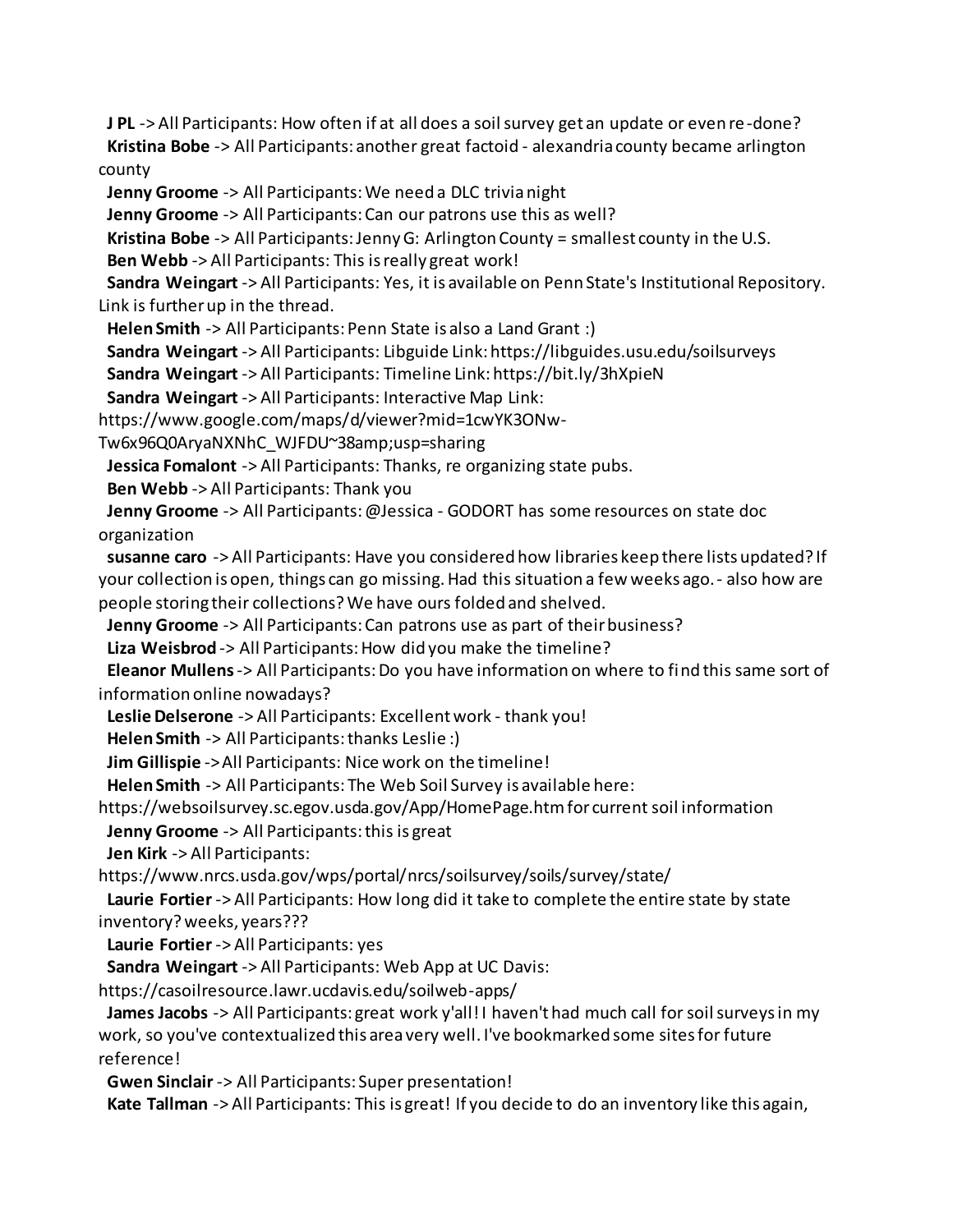**J PL** -> All Participants: How often if at all does a soil survey get an update or even re-done?

**Kristina Bobe** -> All Participants: another great factoid - alexandria county became arlington county

**Jenny Groome** -> All Participants: We need a DLC trivia night

**Jenny Groome** -> All Participants: Can our patrons use this as well?

**Kristina Bobe** -> All Participants: Jenny G: Arlington County = smallest county in the U.S.

**Ben Webb** -> All Participants: This is really great work!

**Sandra Weingart** -> All Participants: Yes, it is available on Penn State's Institutional Repository. Link is further up in the thread.

**Helen Smith** -> All Participants: Penn State is also a Land Grant :)

**Sandra Weingart** -> All Participants: Libguide Link: https://libguides.usu.edu/soilsurveys

**Sandra Weingart** -> All Participants: Timeline Link: https://bit.ly/3hXpieN

**Sandra Weingart** -> All Participants: Interactive Map Link: https://www.google.com/maps/d/viewer?mid=1cwYK3ONw-Tw6x96Q0AryaNXNhC_WJFDU~38amp;usp=sharing

**Jessica Fomalont** -> All Participants: Thanks, re organizing state pubs.

**Ben Webb** -> All Participants: Thank you

**Jenny Groome** -> All Participants: @Jessica - GODORT has some resources on state doc organization

**susanne caro** -> All Participants: Have you considered how libraries keep there lists updated? If your collection is open, things can go missing. Had this situation a few weeks ago. - also how are people storing their collections? We have ours folded and shelved.

**Jenny Groome** -> All Participants: Can patrons use as part of their business?

**Liza Weisbrod** -> All Participants: How did you make the timeline?

**Eleanor Mullens** -> All Participants: Do you have information on where to find this same sort of information online nowadays?

**Leslie Delserone** -> All Participants: Excellent work - thank you!

**Helen Smith** -> All Participants: thanks Leslie :)

**Jim Gillispie** -> All Participants: Nice work on the timeline!

**Helen Smith** -> All Participants: The Web Soil Survey is available here: https://websoilsurvey.sc.egov.usda.gov/App/HomePage.htm for current soil information

**Jenny Groome** -> All Participants: this is great

**Jen Kirk** -> All Participants: https://www.nrcs.usda.gov/wps/portal/nrcs/soilsurvey/soils/survey/state/

**Laurie Fortier** -> All Participants: How long did it take to complete the entire state by state inventory? weeks, years???

**Laurie Fortier** -> All Participants: yes

**Sandra Weingart** -> All Participants: Web App at UC Davis: https://casoilresource.lawr.ucdavis.edu/soilweb-apps/

**James Jacobs** -> All Participants: great work y'all! I haven't had much call for soil surveys in my work, so you've contextualized this area very well. I've bookmarked some sites for future reference!

**Gwen Sinclair** -> All Participants: Super presentation!

**Kate Tallman** -> All Participants: This is great! If you decide to do an inventory like this again,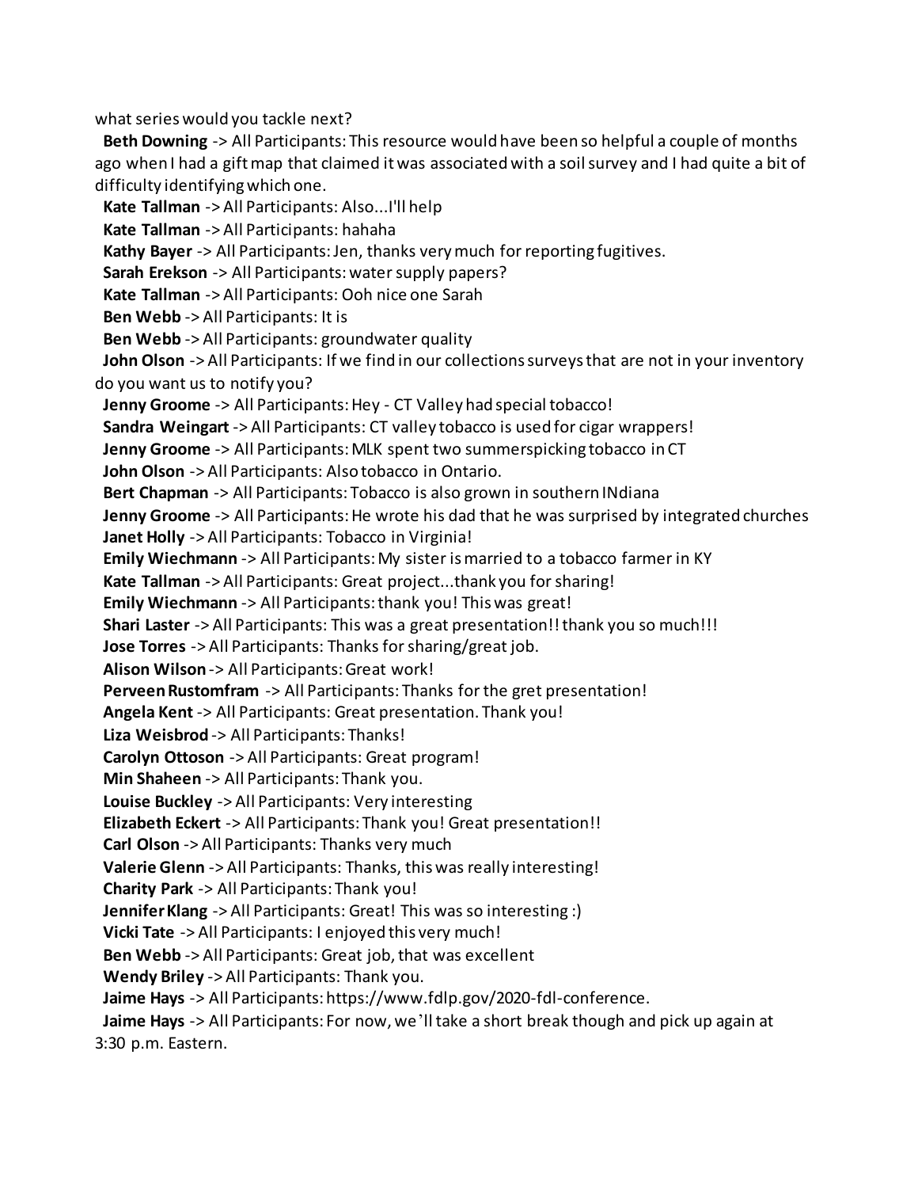what series would you tackle next?

**Beth Downing** -> All Participants: This resource would have been so helpful a couple of months ago when I had a gift map that claimed it was associated with a soil survey and I had quite a bit of difficulty identifying which one.

**Kate Tallman** -> All Participants: Also...I'll help

**Kate Tallman** -> All Participants: hahaha

**Kathy Bayer** -> All Participants: Jen, thanks very much for reporting fugitives.

**Sarah Erekson** -> All Participants: water supply papers?

**Kate Tallman** -> All Participants: Ooh nice one Sarah

**Ben Webb** -> All Participants: It is

**Ben Webb** -> All Participants: groundwater quality

**John Olson** -> All Participants: If we find in our collections surveys that are not in your inventory do you want us to notify you?

**Jenny Groome** -> All Participants: Hey - CT Valley had special tobacco!

**Sandra Weingart** -> All Participants: CT valley tobacco is used for cigar wrappers!

**Jenny Groome** -> All Participants: MLK spent two summers picking tobacco in CT

**John Olson** -> All Participants: Also tobacco in Ontario.

**Bert Chapman** -> All Participants: Tobacco is also grown in southern INdiana

**Jenny Groome** -> All Participants: He wrote his dad that he was surprised by integrated churches

**Janet Holly** -> All Participants: Tobacco in Virginia!

**Emily Wiechmann** -> All Participants: My sister is married to a tobacco farmer in KY

**Kate Tallman** -> All Participants: Great project...thank you for sharing!

**Emily Wiechmann** -> All Participants: thank you! This was great!

**Shari Laster** -> All Participants: This was a great presentation!! thank you so much!!!

**Jose Torres** -> All Participants: Thanks for sharing/great job.

**Alison Wilson** -> All Participants: Great work!

**Perveen Rustomfram** -> All Participants: Thanks for the gret presentation!

**Angela Kent** -> All Participants: Great presentation. Thank you!

**Liza Weisbrod** -> All Participants: Thanks!

**Carolyn Ottoson** -> All Participants: Great program!

**Min Shaheen** -> All Participants: Thank you.

**Louise Buckley** -> All Participants: Very interesting

**Elizabeth Eckert** -> All Participants: Thank you! Great presentation!!

**Carl Olson** -> All Participants: Thanks very much

**Valerie Glenn** -> All Participants: Thanks, this was really interesting!

**Charity Park** -> All Participants: Thank you!

**Jennifer Klang** -> All Participants: Great! This was so interesting :)

**Vicki Tate** -> All Participants: I enjoyed this very much!

**Ben Webb** -> All Participants: Great job, that was excellent

**Wendy Briley** -> All Participants: Thank you.

**Jaime Hays** -> All Participants: https://www.fdlp.gov/2020-fdl-conference.

**Jaime Hays** -> All Participants: For now, we'll take a short break though and pick up again at 3:30 p.m. Eastern.